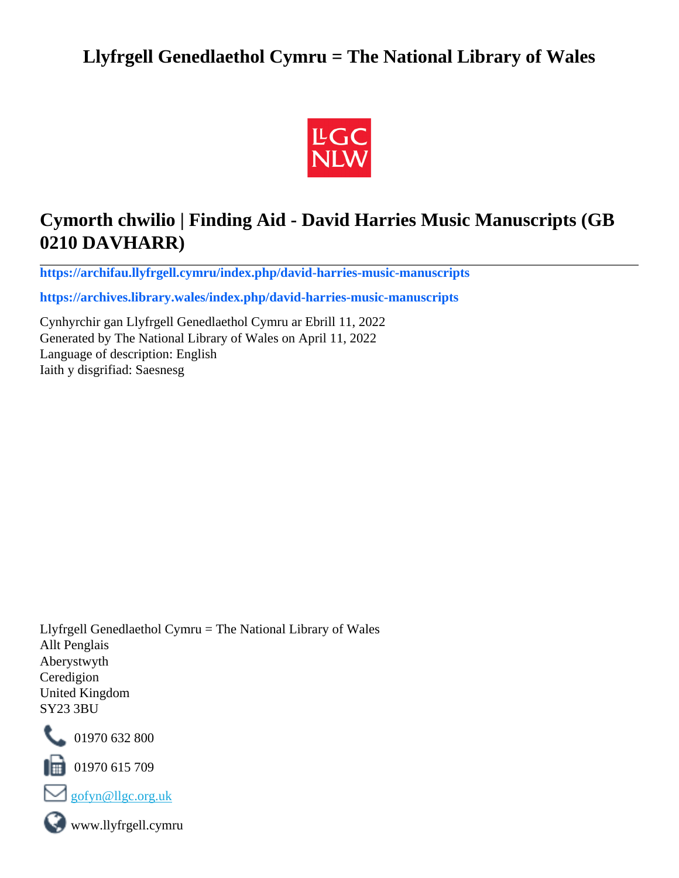# Llyfrgell Genedlaethol Cymru = The National Library of Wales

## Cymorth chwilio | Finding Aid - David Harries Music Manuscripts (GB 0210 DAVHARR)

**https://archifau.llyfrgell.cymru/index.php/david-harries-music-manuscripts**

**https://archives.library.wales/index.php/david-harries-music-manuscripts**

Cynhyrchir gan Llyfrgell Genedlaethol Cymru ar Ebrill 11, 2022
Generated by The National Library of Wales on April 11, 2022
Language of description: English
Iaith y disgrifiad: Saesnesg

Llyfrgell Genedlaethol Cymru = The National Library of Wales
Allt Penglais
Aberystwyth
Ceredigion
United Kingdom
SY23 3BU

01970 632 800

01970 615 709

gofyn@llgc.org.uk

www.llyfrgell.cymru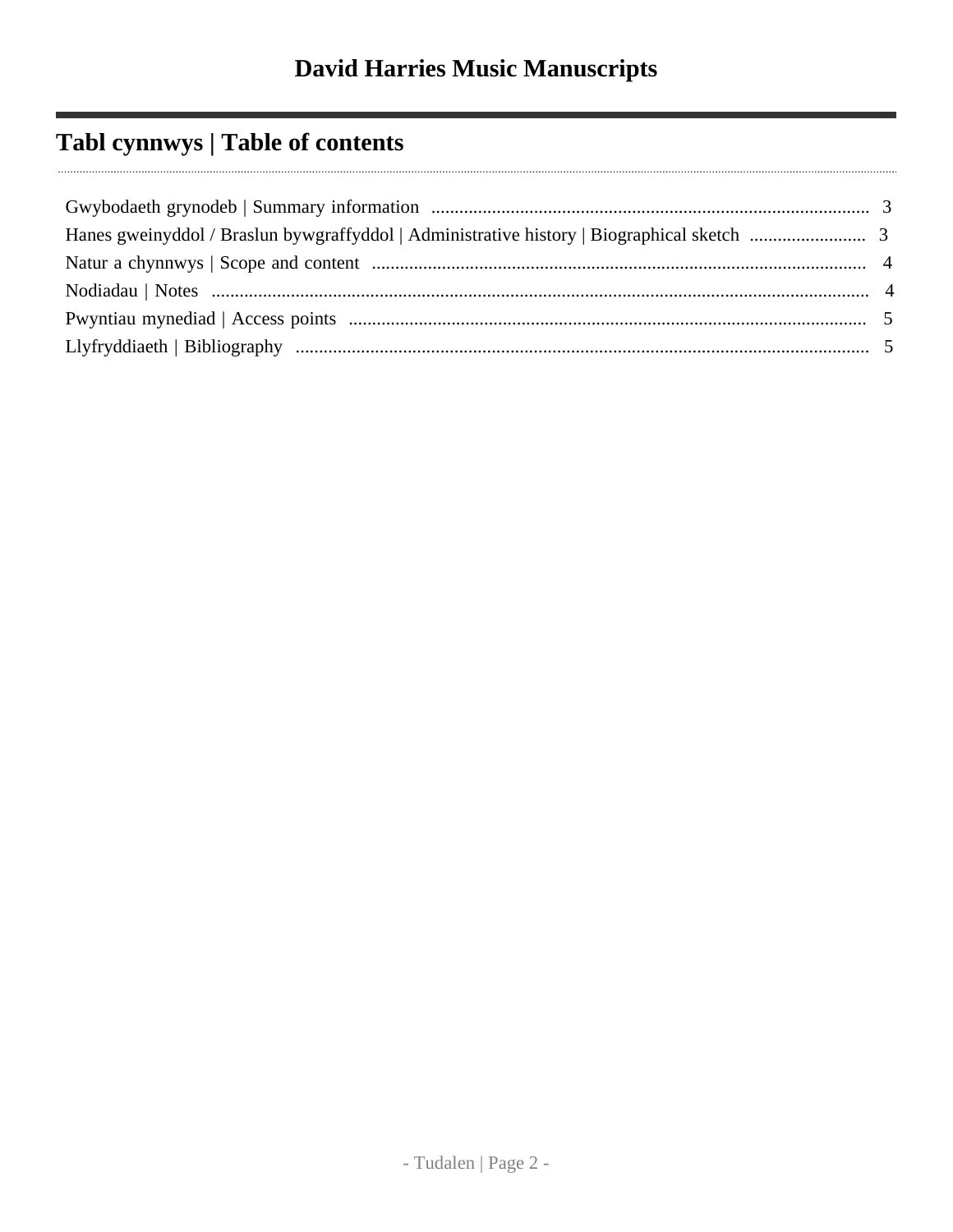# David Harries Music Manuscripts

## Tabl cynnwys | Table of contents

Gwybodaeth grynodeb | Summary information .......... 3
Hanes gweinyddol / Braslun bywgraffyddol | Administrative history | Biographical sketch .......... 3
Natur a chynnwys | Scope and content .......... 4
Nodiadau | Notes .......... 4
Pwyntiau mynediad | Access points .......... 5
Llyfryddiaeth | Bibliography .......... 5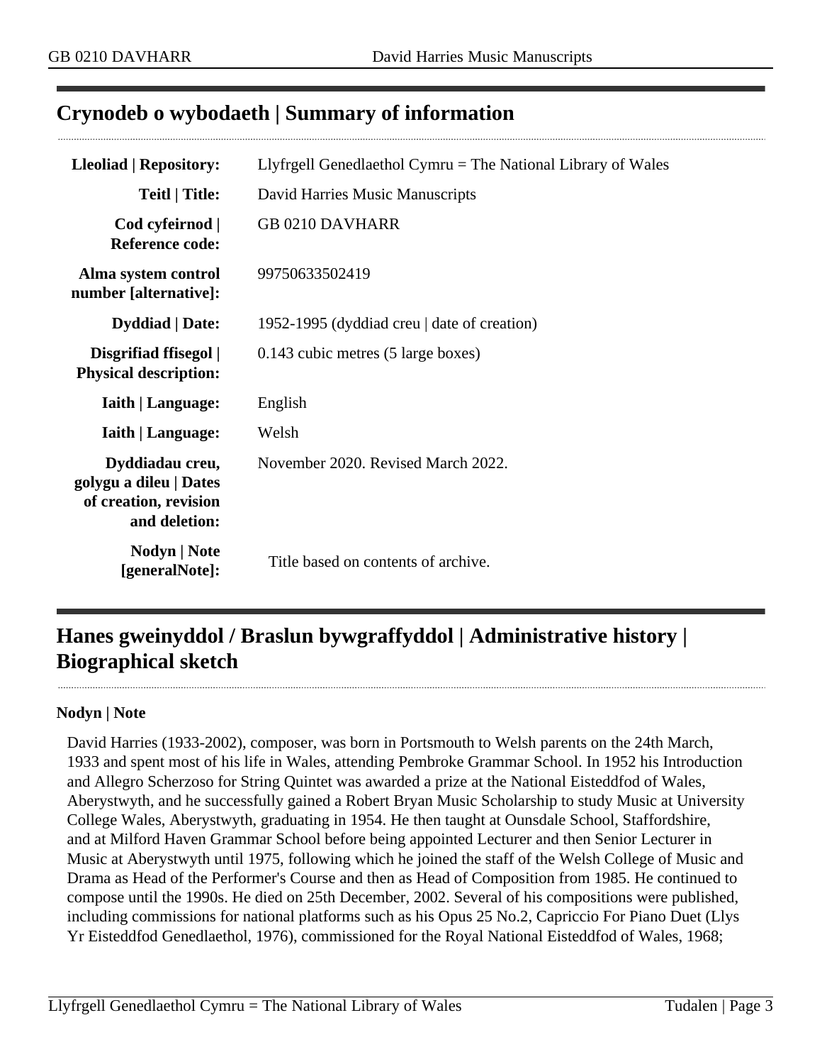## Crynodeb o wybodaeth | Summary of information

| | |
|---|---|
| **Lleoliad \| Repository:** | Llyfrgell Genedlaethol Cymru = The National Library of Wales |
| **Teitl \| Title:** | David Harries Music Manuscripts |
| **Cod cyfeirnod \| Reference code:** | GB 0210 DAVHARR |
| **Alma system control number [alternative]:** | 99750633502419 |
| **Dyddiad \| Date:** | 1952-1995 (dyddiad creu \| date of creation) |
| **Disgrifiad ffisegol \| Physical description:** | 0.143 cubic metres (5 large boxes) |
| **Iaith \| Language:** | English |
| **Iaith \| Language:** | Welsh |
| **Dyddiadau creu, golygu a dileu \| Dates of creation, revision and deletion:** | November 2020. Revised March 2022. |
| **Nodyn \| Note [generalNote]:** | Title based on contents of archive. |

## Hanes gweinyddol / Braslun bywgraffyddol | Administrative history | Biographical sketch

**Nodyn | Note**

David Harries (1933-2002), composer, was born in Portsmouth to Welsh parents on the 24th March, 1933 and spent most of his life in Wales, attending Pembroke Grammar School. In 1952 his Introduction and Allegro Scherzoso for String Quintet was awarded a prize at the National Eisteddfod of Wales, Aberystwyth, and he successfully gained a Robert Bryan Music Scholarship to study Music at University College Wales, Aberystwyth, graduating in 1954. He then taught at Ounsdale School, Staffordshire, and at Milford Haven Grammar School before being appointed Lecturer and then Senior Lecturer in Music at Aberystwyth until 1975, following which he joined the staff of the Welsh College of Music and Drama as Head of the Performer's Course and then as Head of Composition from 1985. He continued to compose until the 1990s. He died on 25th December, 2002. Several of his compositions were published, including commissions for national platforms such as his Opus 25 No.2, Capriccio For Piano Duet (Llys Yr Eisteddfod Genedlaethol, 1976), commissioned for the Royal National Eisteddfod of Wales, 1968;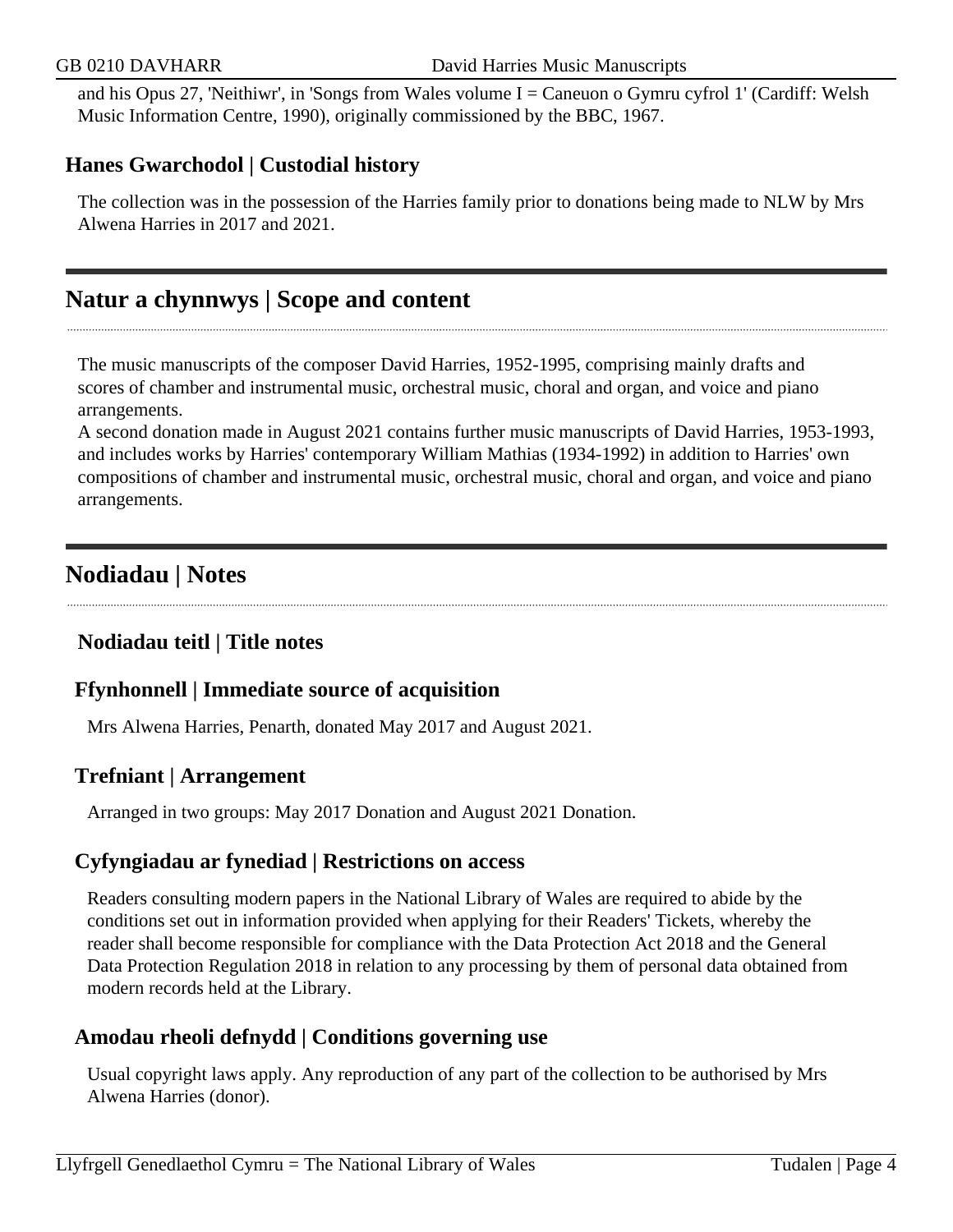and his Opus 27, 'Neithiwr', in 'Songs from Wales volume I = Caneuon o Gymru cyfrol 1' (Cardiff: Welsh Music Information Centre, 1990), originally commissioned by the BBC, 1967.

### Hanes Gwarchodol | Custodial history

The collection was in the possession of the Harries family prior to donations being made to NLW by Mrs Alwena Harries in 2017 and 2021.

## Natur a chynnwys | Scope and content

The music manuscripts of the composer David Harries, 1952-1995, comprising mainly drafts and scores of chamber and instrumental music, orchestral music, choral and organ, and voice and piano arrangements.
A second donation made in August 2021 contains further music manuscripts of David Harries, 1953-1993, and includes works by Harries' contemporary William Mathias (1934-1992) in addition to Harries' own compositions of chamber and instrumental music, orchestral music, choral and organ, and voice and piano arrangements.

## Nodiadau | Notes

### Nodiadau teitl | Title notes

### Ffynhonnell | Immediate source of acquisition

Mrs Alwena Harries, Penarth, donated May 2017 and August 2021.

### Trefniant | Arrangement

Arranged in two groups: May 2017 Donation and August 2021 Donation.

### Cyfyngiadau ar fynediad | Restrictions on access

Readers consulting modern papers in the National Library of Wales are required to abide by the conditions set out in information provided when applying for their Readers' Tickets, whereby the reader shall become responsible for compliance with the Data Protection Act 2018 and the General Data Protection Regulation 2018 in relation to any processing by them of personal data obtained from modern records held at the Library.

### Amodau rheoli defnydd | Conditions governing use

Usual copyright laws apply. Any reproduction of any part of the collection to be authorised by Mrs Alwena Harries (donor).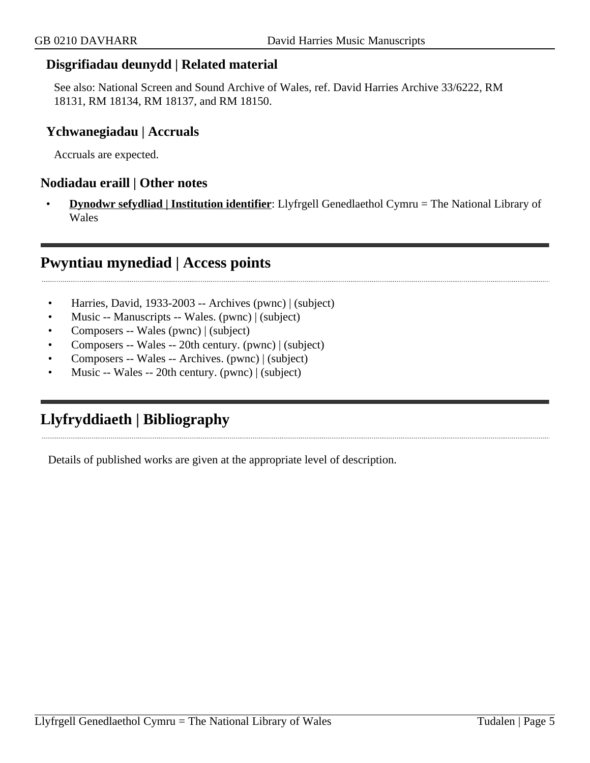### Disgrifiadau deunydd | Related material

See also: National Screen and Sound Archive of Wales, ref. David Harries Archive 33/6222, RM 18131, RM 18134, RM 18137, and RM 18150.

### Ychwanegiadau | Accruals

Accruals are expected.

### Nodiadau eraill | Other notes

- **Dynodwr sefydliad | Institution identifier**: Llyfrgell Genedlaethol Cymru = The National Library of Wales

## Pwyntiau mynediad | Access points

- Harries, David, 1933-2003 -- Archives (pwnc) | (subject)
- Music -- Manuscripts -- Wales. (pwnc) | (subject)
- Composers -- Wales (pwnc) | (subject)
- Composers -- Wales -- 20th century. (pwnc) | (subject)
- Composers -- Wales -- Archives. (pwnc) | (subject)
- Music -- Wales -- 20th century. (pwnc) | (subject)

## Llyfryddiaeth | Bibliography

Details of published works are given at the appropriate level of description.